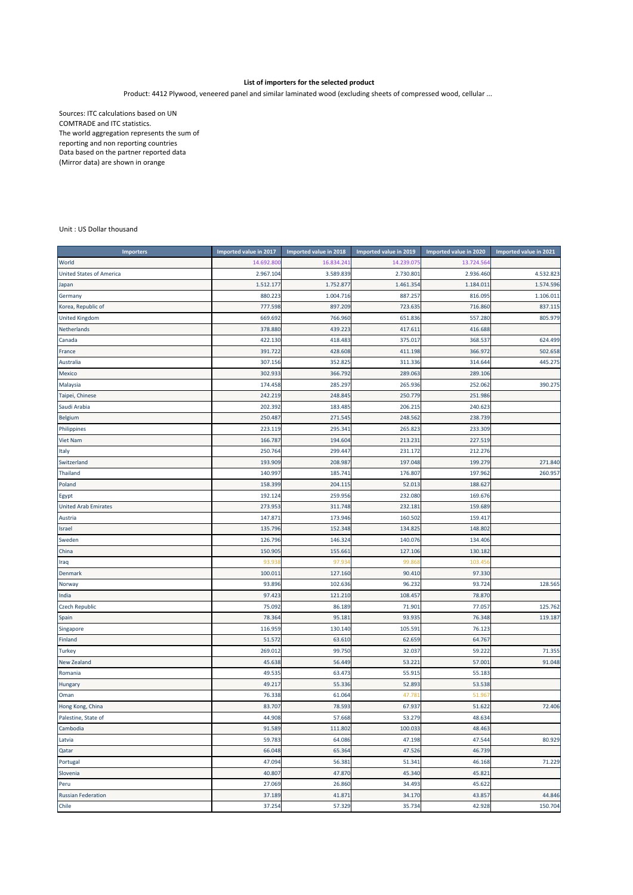**List of importers for the selected product**

Product: 4412 Plywood, veneered panel and similar laminated wood (excluding sheets of compressed wood, cellular ...

Sources: ITC calculations based on UN COMTRADE and ITC statistics.
The world aggregation represents the sum of reporting and non reporting countries
Data based on the partner reported data (Mirror data) are shown in orange

Unit : US Dollar thousand

| Importers | Imported value in 2017 | Imported value in 2018 | Imported value in 2019 | Imported value in 2020 | Imported value in 2021 |
|---|---|---|---|---|---|
| World | 14.692.800 | 16.834.241 | 14.239.075 | 13.724.564 | |
| United States of America | 2.967.104 | 3.589.839 | 2.730.801 | 2.936.460 | 4.532.823 |
| Japan | 1.512.177 | 1.752.877 | 1.461.354 | 1.184.011 | 1.574.596 |
| Germany | 880.223 | 1.004.716 | 887.257 | 816.095 | 1.106.011 |
| Korea, Republic of | 777.598 | 897.209 | 723.635 | 716.860 | 837.115 |
| United Kingdom | 669.692 | 766.960 | 651.836 | 557.280 | 805.979 |
| Netherlands | 378.880 | 439.223 | 417.611 | 416.688 | |
| Canada | 422.130 | 418.483 | 375.017 | 368.537 | 624.499 |
| France | 391.722 | 428.608 | 411.198 | 366.972 | 502.658 |
| Australia | 307.156 | 352.825 | 311.336 | 314.644 | 445.275 |
| Mexico | 302.933 | 366.792 | 289.063 | 289.106 | |
| Malaysia | 174.458 | 285.297 | 265.936 | 252.062 | 390.275 |
| Taipei, Chinese | 242.219 | 248.845 | 250.779 | 251.986 | |
| Saudi Arabia | 202.392 | 183.485 | 206.215 | 240.623 | |
| Belgium | 250.487 | 271.545 | 248.562 | 238.739 | |
| Philippines | 223.119 | 295.341 | 265.823 | 233.309 | |
| Viet Nam | 166.787 | 194.604 | 213.231 | 227.519 | |
| Italy | 250.764 | 299.447 | 231.172 | 212.276 | |
| Switzerland | 193.909 | 208.987 | 197.048 | 199.279 | 271.840 |
| Thailand | 140.997 | 185.741 | 176.807 | 197.962 | 260.957 |
| Poland | 158.399 | 204.115 | 52.013 | 188.627 | |
| Egypt | 192.124 | 259.956 | 232.080 | 169.676 | |
| United Arab Emirates | 273.953 | 311.748 | 232.181 | 159.689 | |
| Austria | 147.871 | 173.946 | 160.502 | 159.417 | |
| Israel | 135.796 | 152.348 | 134.825 | 148.802 | |
| Sweden | 126.796 | 146.324 | 140.076 | 134.406 | |
| China | 150.905 | 155.661 | 127.106 | 130.182 | |
| Iraq | 93.938 | 97.934 | 99.868 | 103.456 | |
| Denmark | 100.011 | 127.160 | 90.410 | 97.330 | |
| Norway | 93.896 | 102.636 | 96.232 | 93.724 | 128.565 |
| India | 97.423 | 121.210 | 108.457 | 78.870 | |
| Czech Republic | 75.092 | 86.189 | 71.901 | 77.057 | 125.762 |
| Spain | 78.364 | 95.181 | 93.935 | 76.348 | 119.187 |
| Singapore | 116.959 | 130.140 | 105.591 | 76.123 | |
| Finland | 51.572 | 63.610 | 62.659 | 64.767 | |
| Turkey | 269.012 | 99.750 | 32.037 | 59.222 | 71.355 |
| New Zealand | 45.638 | 56.449 | 53.221 | 57.001 | 91.048 |
| Romania | 49.535 | 63.473 | 55.915 | 55.183 | |
| Hungary | 49.217 | 55.336 | 52.893 | 53.538 | |
| Oman | 76.338 | 61.064 | 47.781 | 51.967 | |
| Hong Kong, China | 83.707 | 78.593 | 67.937 | 51.622 | 72.406 |
| Palestine, State of | 44.908 | 57.668 | 53.279 | 48.634 | |
| Cambodia | 91.589 | 111.802 | 100.033 | 48.463 | |
| Latvia | 59.783 | 64.086 | 47.198 | 47.544 | 80.929 |
| Qatar | 66.048 | 65.364 | 47.526 | 46.739 | |
| Portugal | 47.094 | 56.381 | 51.341 | 46.168 | 71.229 |
| Slovenia | 40.807 | 47.870 | 45.340 | 45.821 | |
| Peru | 27.069 | 26.860 | 34.493 | 45.622 | |
| Russian Federation | 37.189 | 41.871 | 34.170 | 43.857 | 44.846 |
| Chile | 37.254 | 57.329 | 35.734 | 42.928 | 150.704 |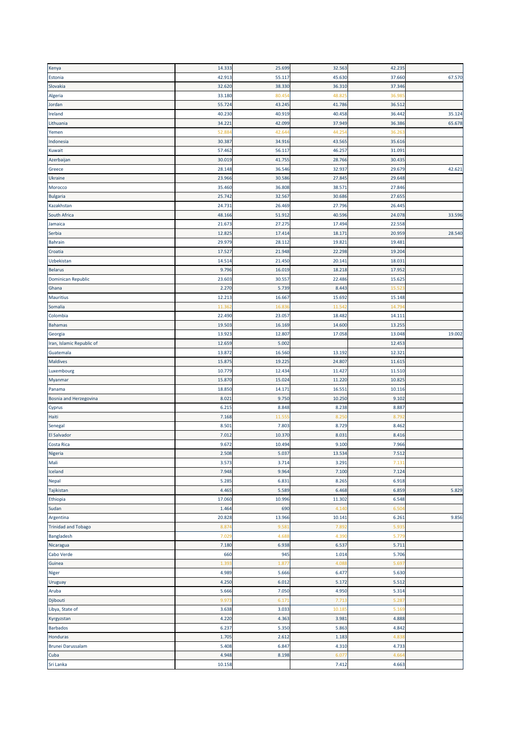| | | | | | |
|---|---|---|---|---|---|
| Kenya | 14.333 | 25.699 | 32.563 | 42.235 | |
| Estonia | 42.913 | 55.117 | 45.630 | 37.660 | 67.570 |
| Slovakia | 32.620 | 38.330 | 36.310 | 37.346 | |
| Algeria | 33.180 | 80.454 | 48.825 | 36.985 | |
| Jordan | 55.724 | 43.245 | 41.786 | 36.512 | |
| Ireland | 40.230 | 40.919 | 40.458 | 36.442 | 35.124 |
| Lithuania | 34.221 | 42.099 | 37.949 | 36.386 | 65.678 |
| Yemen | 52.884 | 42.644 | 44.254 | 36.263 | |
| Indonesia | 30.387 | 34.916 | 43.565 | 35.616 | |
| Kuwait | 57.462 | 56.117 | 46.257 | 31.091 | |
| Azerbaijan | 30.019 | 41.755 | 28.766 | 30.435 | |
| Greece | 28.148 | 36.546 | 32.937 | 29.679 | 42.621 |
| Ukraine | 23.966 | 30.586 | 27.845 | 29.648 | |
| Morocco | 35.460 | 36.808 | 38.571 | 27.846 | |
| Bulgaria | 25.742 | 32.567 | 30.686 | 27.655 | |
| Kazakhstan | 24.731 | 26.469 | 27.796 | 26.445 | |
| South Africa | 48.166 | 51.912 | 40.596 | 24.078 | 33.596 |
| Jamaica | 21.673 | 27.275 | 17.494 | 22.558 | |
| Serbia | 12.825 | 17.414 | 18.171 | 20.959 | 28.540 |
| Bahrain | 29.979 | 28.112 | 19.821 | 19.481 | |
| Croatia | 17.527 | 21.948 | 22.298 | 19.204 | |
| Uzbekistan | 14.514 | 21.450 | 20.141 | 18.031 | |
| Belarus | 9.796 | 16.019 | 18.218 | 17.952 | |
| Dominican Republic | 23.603 | 30.557 | 22.486 | 15.625 | |
| Ghana | 2.270 | 5.739 | 8.443 | 15.523 | |
| Mauritius | 12.213 | 16.667 | 15.692 | 15.148 | |
| Somalia | 11.362 | 16.836 | 11.542 | 14.794 | |
| Colombia | 22.490 | 23.057 | 18.482 | 14.111 | |
| Bahamas | 19.503 | 16.169 | 14.600 | 13.255 | |
| Georgia | 13.923 | 12.807 | 17.058 | 13.048 | 19.002 |
| Iran, Islamic Republic of | 12.659 | 5.002 | | 12.453 | |
| Guatemala | 13.872 | 16.560 | 13.192 | 12.321 | |
| Maldives | 15.875 | 19.225 | 24.807 | 11.615 | |
| Luxembourg | 10.779 | 12.434 | 11.427 | 11.510 | |
| Myanmar | 15.870 | 15.024 | 11.220 | 10.825 | |
| Panama | 18.850 | 14.171 | 16.551 | 10.116 | |
| Bosnia and Herzegovina | 8.021 | 9.750 | 10.250 | 9.102 | |
| Cyprus | 6.215 | 8.848 | 8.238 | 8.887 | |
| Haiti | 7.168 | 11.555 | 8.250 | 8.792 | |
| Senegal | 8.501 | 7.803 | 8.729 | 8.462 | |
| El Salvador | 7.012 | 10.370 | 8.031 | 8.416 | |
| Costa Rica | 9.672 | 10.494 | 9.100 | 7.966 | |
| Nigeria | 2.508 | 5.037 | 13.534 | 7.512 | |
| Mali | 3.573 | 3.714 | 3.291 | 7.131 | |
| Iceland | 7.948 | 9.964 | 7.100 | 7.124 | |
| Nepal | 5.285 | 6.831 | 8.265 | 6.918 | |
| Tajikistan | 4.465 | 5.589 | 6.468 | 6.859 | 5.829 |
| Ethiopia | 17.060 | 10.996 | 11.302 | 6.548 | |
| Sudan | 1.464 | 690 | 4.140 | 6.504 | |
| Argentina | 20.828 | 13.966 | 10.141 | 6.261 | 9.856 |
| Trinidad and Tobago | 8.874 | 9.581 | 7.892 | 5.935 | |
| Bangladesh | 7.029 | 4.688 | 4.390 | 5.779 | |
| Nicaragua | 7.180 | 6.938 | 6.537 | 5.711 | |
| Cabo Verde | 660 | 945 | 1.014 | 5.706 | |
| Guinea | 1.393 | 1.877 | 4.088 | 5.697 | |
| Niger | 4.989 | 5.666 | 6.477 | 5.630 | |
| Uruguay | 4.250 | 6.012 | 5.172 | 5.512 | |
| Aruba | 5.666 | 7.050 | 4.950 | 5.314 | |
| Djibouti | 9.973 | 6.171 | 7.713 | 5.287 | |
| Libya, State of | 3.638 | 3.033 | 10.185 | 5.169 | |
| Kyrgyzstan | 4.220 | 4.363 | 3.981 | 4.888 | |
| Barbados | 6.237 | 5.350 | 5.863 | 4.842 | |
| Honduras | 1.705 | 2.612 | 1.183 | 4.838 | |
| Brunei Darussalam | 5.408 | 6.847 | 4.310 | 4.733 | |
| Cuba | 4.948 | 8.198 | 6.077 | 4.664 | |
| Sri Lanka | 10.158 | | 7.412 | 4.663 | |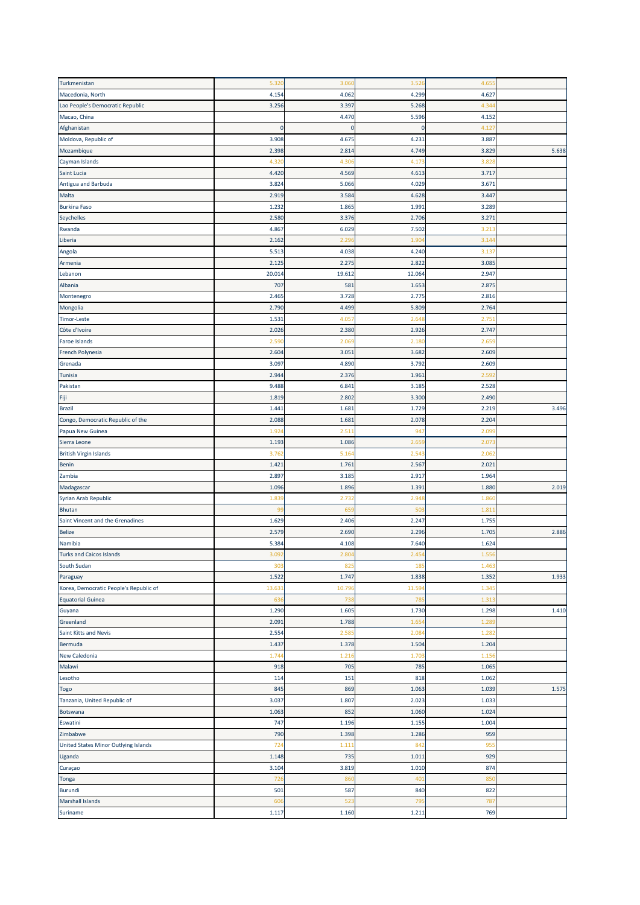| | | | | | |
|---|---|---|---|---|---|
| Turkmenistan | 5.320 | 3.060 | 3.526 | 4.655 | |
| Macedonia, North | 4.154 | 4.062 | 4.299 | 4.627 | |
| Lao People's Democratic Republic | 3.256 | 3.397 | 5.268 | 4.344 | |
| Macao, China | | 4.470 | 5.596 | 4.152 | |
| Afghanistan | 0 | 0 | 0 | 4.127 | |
| Moldova, Republic of | 3.908 | 4.675 | 4.231 | 3.887 | |
| Mozambique | 2.398 | 2.814 | 4.749 | 3.829 | 5.638 |
| Cayman Islands | 4.320 | 4.306 | 4.173 | 3.828 | |
| Saint Lucia | 4.420 | 4.569 | 4.613 | 3.717 | |
| Antigua and Barbuda | 3.824 | 5.066 | 4.029 | 3.671 | |
| Malta | 2.919 | 3.584 | 4.628 | 3.447 | |
| Burkina Faso | 1.232 | 1.865 | 1.991 | 3.289 | |
| Seychelles | 2.580 | 3.376 | 2.706 | 3.271 | |
| Rwanda | 4.867 | 6.029 | 7.502 | 3.213 | |
| Liberia | 2.162 | 2.296 | 1.904 | 3.144 | |
| Angola | 5.513 | 4.038 | 4.240 | 3.137 | |
| Armenia | 2.125 | 2.275 | 2.822 | 3.085 | |
| Lebanon | 20.014 | 19.612 | 12.064 | 2.947 | |
| Albania | 707 | 581 | 1.653 | 2.875 | |
| Montenegro | 2.465 | 3.728 | 2.775 | 2.816 | |
| Mongolia | 2.790 | 4.499 | 5.809 | 2.764 | |
| Timor-Leste | 1.531 | 4.057 | 2.648 | 2.751 | |
| Côte d'Ivoire | 2.026 | 2.380 | 2.926 | 2.747 | |
| Faroe Islands | 2.590 | 2.069 | 2.180 | 2.659 | |
| French Polynesia | 2.604 | 3.051 | 3.682 | 2.609 | |
| Grenada | 3.097 | 4.890 | 3.792 | 2.609 | |
| Tunisia | 2.944 | 2.376 | 1.961 | 2.592 | |
| Pakistan | 9.488 | 6.841 | 3.185 | 2.528 | |
| Fiji | 1.819 | 2.802 | 3.300 | 2.490 | |
| Brazil | 1.441 | 1.681 | 1.729 | 2.219 | 3.496 |
| Congo, Democratic Republic of the | 2.088 | 1.681 | 2.078 | 2.204 | |
| Papua New Guinea | 1.924 | 2.511 | 947 | 2.099 | |
| Sierra Leone | 1.193 | 1.086 | 2.659 | 2.073 | |
| British Virgin Islands | 3.762 | 5.164 | 2.543 | 2.062 | |
| Benin | 1.421 | 1.761 | 2.567 | 2.021 | |
| Zambia | 2.897 | 3.185 | 2.917 | 1.964 | |
| Madagascar | 1.096 | 1.896 | 1.391 | 1.880 | 2.019 |
| Syrian Arab Republic | 1.839 | 2.732 | 2.948 | 1.860 | |
| Bhutan | 99 | 659 | 503 | 1.811 | |
| Saint Vincent and the Grenadines | 1.629 | 2.406 | 2.247 | 1.755 | |
| Belize | 2.579 | 2.690 | 2.296 | 1.705 | 2.886 |
| Namibia | 5.384 | 4.108 | 7.640 | 1.624 | |
| Turks and Caicos Islands | 3.092 | 2.804 | 2.454 | 1.556 | |
| South Sudan | 303 | 825 | 185 | 1.463 | |
| Paraguay | 1.522 | 1.747 | 1.838 | 1.352 | 1.933 |
| Korea, Democratic People's Republic of | 13.631 | 10.796 | 11.594 | 1.345 | |
| Equatorial Guinea | 636 | 738 | 785 | 1.313 | |
| Guyana | 1.290 | 1.605 | 1.730 | 1.298 | 1.410 |
| Greenland | 2.091 | 1.788 | 1.654 | 1.289 | |
| Saint Kitts and Nevis | 2.554 | 2.585 | 2.084 | 1.282 | |
| Bermuda | 1.437 | 1.378 | 1.504 | 1.204 | |
| New Caledonia | 1.744 | 1.216 | 1.703 | 1.156 | |
| Malawi | 918 | 705 | 785 | 1.065 | |
| Lesotho | 114 | 151 | 818 | 1.062 | |
| Togo | 845 | 869 | 1.063 | 1.039 | 1.575 |
| Tanzania, United Republic of | 3.037 | 1.807 | 2.023 | 1.033 | |
| Botswana | 1.063 | 852 | 1.060 | 1.024 | |
| Eswatini | 747 | 1.196 | 1.155 | 1.004 | |
| Zimbabwe | 790 | 1.398 | 1.286 | 959 | |
| United States Minor Outlying Islands | 724 | 1.111 | 842 | 955 | |
| Uganda | 1.148 | 735 | 1.011 | 929 | |
| Curaçao | 3.104 | 3.819 | 1.010 | 874 | |
| Tonga | 726 | 860 | 401 | 850 | |
| Burundi | 501 | 587 | 840 | 822 | |
| Marshall Islands | 606 | 523 | 795 | 787 | |
| Suriname | 1.117 | 1.160 | 1.211 | 769 | |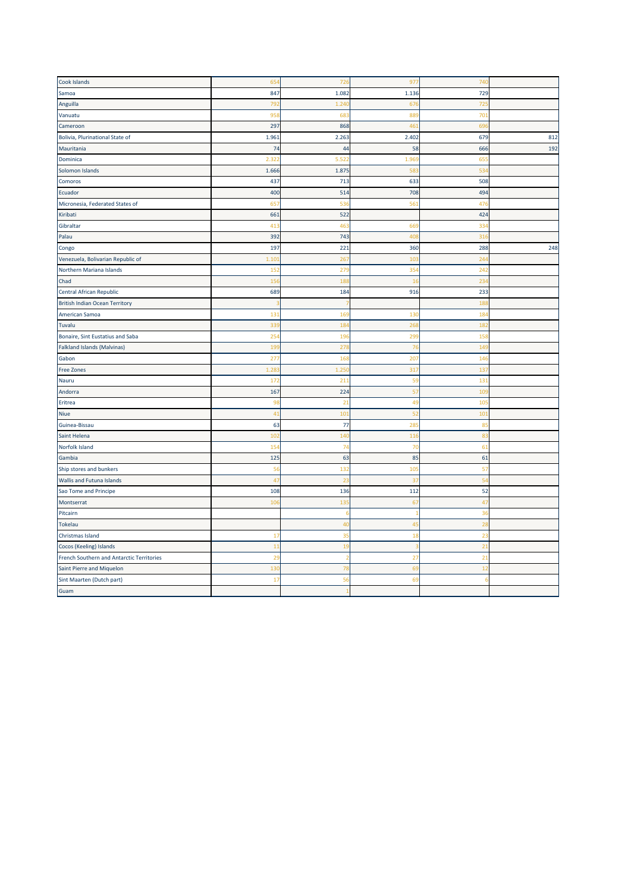| | | | | | |
|---|---|---|---|---|---|
| Cook Islands | 654 | 726 | 977 | 740 | |
| Samoa | 847 | 1.082 | 1.136 | 729 | |
| Anguilla | 792 | 1.240 | 676 | 725 | |
| Vanuatu | 958 | 683 | 889 | 701 | |
| Cameroon | 297 | 868 | 461 | 696 | |
| Bolivia, Plurinational State of | 1.961 | 2.263 | 2.402 | 679 | 812 |
| Mauritania | 74 | 44 | 58 | 666 | 192 |
| Dominica | 2.322 | 5.522 | 1.969 | 655 | |
| Solomon Islands | 1.666 | 1.875 | 583 | 534 | |
| Comoros | 437 | 713 | 633 | 508 | |
| Ecuador | 400 | 514 | 708 | 494 | |
| Micronesia, Federated States of | 657 | 536 | 561 | 476 | |
| Kiribati | 661 | 522 | | 424 | |
| Gibraltar | 413 | 463 | 669 | 334 | |
| Palau | 392 | 743 | 408 | 316 | |
| Congo | 197 | 221 | 360 | 288 | 248 |
| Venezuela, Bolivarian Republic of | 1.101 | 267 | 103 | 244 | |
| Northern Mariana Islands | 152 | 279 | 354 | 242 | |
| Chad | 156 | 188 | 16 | 234 | |
| Central African Republic | 689 | 184 | 916 | 233 | |
| British Indian Ocean Territory | 3 | 7 | | 188 | |
| American Samoa | 131 | 169 | 130 | 184 | |
| Tuvalu | 339 | 184 | 268 | 182 | |
| Bonaire, Sint Eustatius and Saba | 254 | 196 | 299 | 158 | |
| Falkland Islands (Malvinas) | 199 | 278 | 76 | 149 | |
| Gabon | 277 | 168 | 207 | 146 | |
| Free Zones | 1.283 | 1.250 | 317 | 137 | |
| Nauru | 172 | 211 | 59 | 131 | |
| Andorra | 167 | 224 | 57 | 109 | |
| Eritrea | 98 | 21 | 49 | 105 | |
| Niue | 41 | 101 | 52 | 101 | |
| Guinea-Bissau | 63 | 77 | 285 | 85 | |
| Saint Helena | 102 | 140 | 116 | 83 | |
| Norfolk Island | 154 | 74 | 70 | 61 | |
| Gambia | 125 | 63 | 85 | 61 | |
| Ship stores and bunkers | 56 | 132 | 105 | 57 | |
| Wallis and Futuna Islands | 47 | 23 | 37 | 54 | |
| Sao Tome and Principe | 108 | 136 | 112 | 52 | |
| Montserrat | 106 | 135 | 67 | 47 | |
| Pitcairn | | 6 | 1 | 36 | |
| Tokelau | | 40 | 45 | 28 | |
| Christmas Island | 17 | 35 | 18 | 23 | |
| Cocos (Keeling) Islands | 11 | 19 | 3 | 21 | |
| French Southern and Antarctic Territories | 29 | 2 | 27 | 21 | |
| Saint Pierre and Miquelon | 130 | 78 | 69 | 12 | |
| Sint Maarten (Dutch part) | 17 | 56 | 69 | 6 | |
| Guam | | 1 | | | |